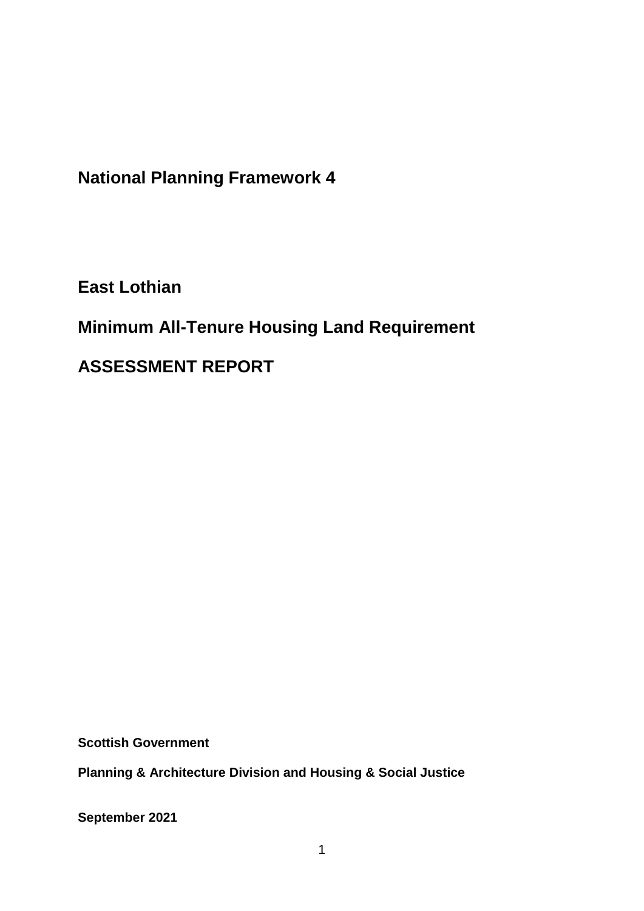# National Planning Framework 4

## East Lothian

## Minimum All-Tenure Housing Land Requirement

## ASSESSMENT REPORT

**Scottish Government**

**Planning & Architecture Division and Housing & Social Justice**

**September 2021**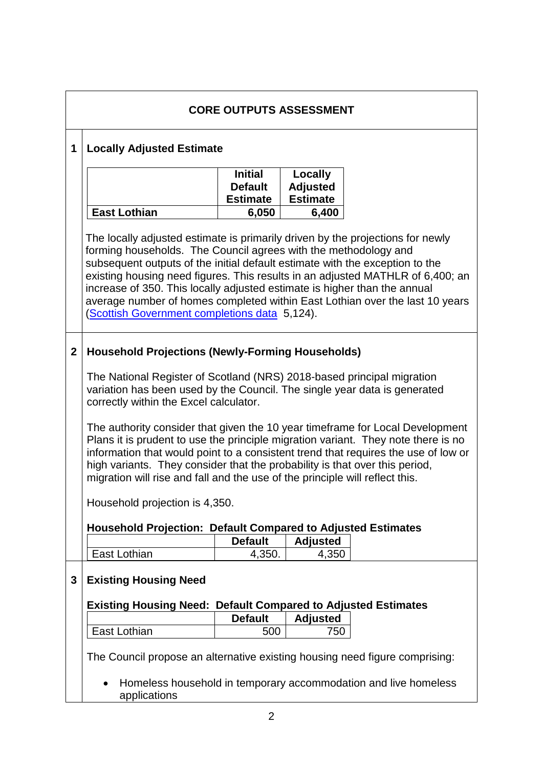## CORE OUTPUTS ASSESSMENT

### 1 Locally Adjusted Estimate

| | Initial Default Estimate | Locally Adjusted Estimate |
|---|---|---|
| **East Lothian** | **6,050** | **6,400** |

The locally adjusted estimate is primarily driven by the projections for newly forming households. The Council agrees with the methodology and subsequent outputs of the initial default estimate with the exception to the existing housing need figures. This results in an adjusted MATHLR of 6,400; an increase of 350. This locally adjusted estimate is higher than the annual average number of homes completed within East Lothian over the last 10 years (Scottish Government completions data 5,124).

### 2 Household Projections (Newly-Forming Households)

The National Register of Scotland (NRS) 2018-based principal migration variation has been used by the Council. The single year data is generated correctly within the Excel calculator.

The authority consider that given the 10 year timeframe for Local Development Plans it is prudent to use the principle migration variant. They note there is no information that would point to a consistent trend that requires the use of low or high variants. They consider that the probability is that over this period, migration will rise and fall and the use of the principle will reflect this.

Household projection is 4,350.

**Household Projection: Default Compared to Adjusted Estimates**

| | Default | Adjusted |
|---|---|---|
| East Lothian | 4,350. | 4,350 |

### 3 Existing Housing Need

**Existing Housing Need: Default Compared to Adjusted Estimates**

| | Default | Adjusted |
|---|---|---|
| East Lothian | 500 | 750 |

The Council propose an alternative existing housing need figure comprising:

- Homeless household in temporary accommodation and live homeless applications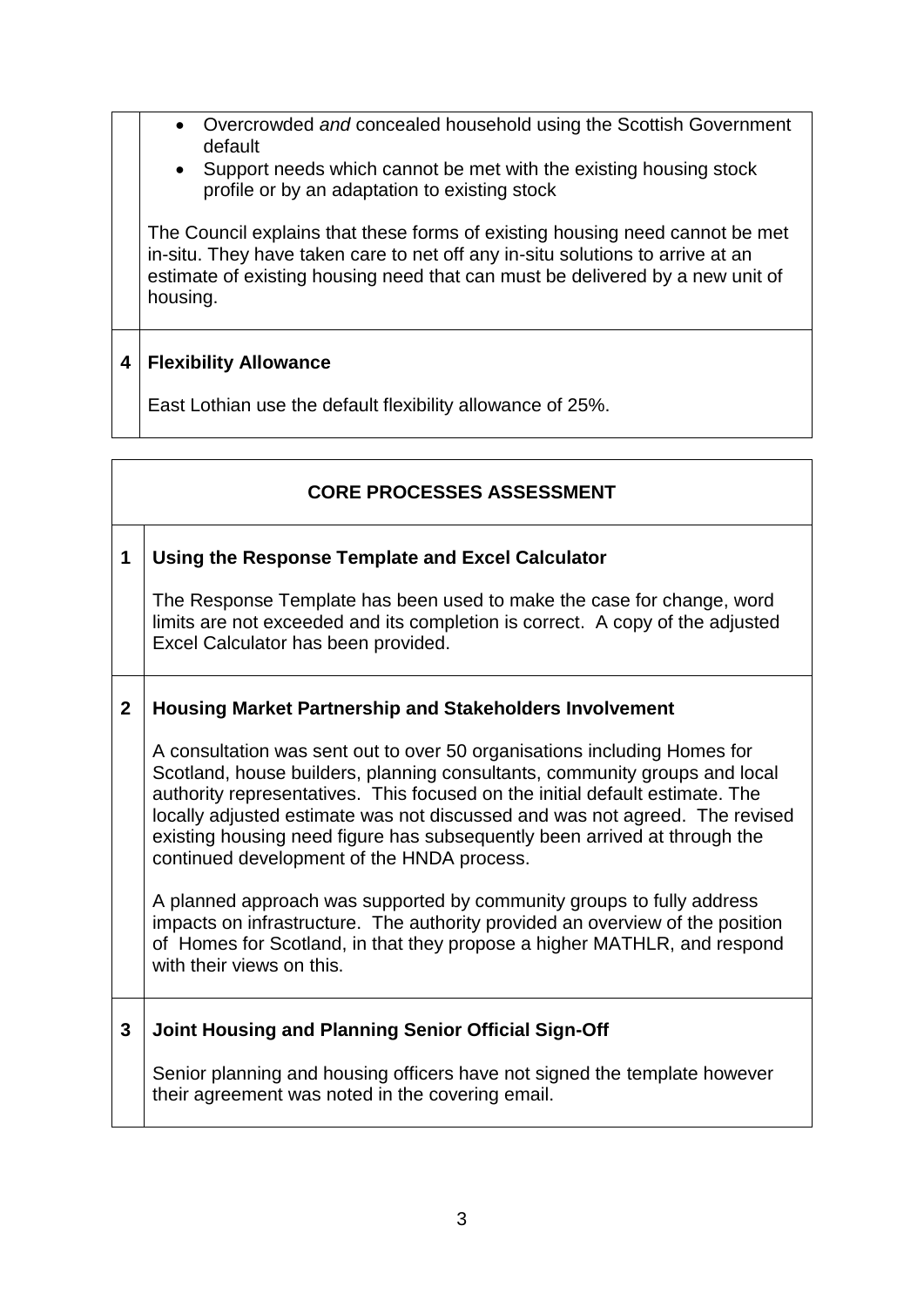- Overcrowded *and* concealed household using the Scottish Government default
- Support needs which cannot be met with the existing housing stock profile or by an adaptation to existing stock

The Council explains that these forms of existing housing need cannot be met in-situ. They have taken care to net off any in-situ solutions to arrive at an estimate of existing housing need that can must be delivered by a new unit of housing.

**4 Flexibility Allowance**

East Lothian use the default flexibility allowance of 25%.

## CORE PROCESSES ASSESSMENT

**1 Using the Response Template and Excel Calculator**

The Response Template has been used to make the case for change, word limits are not exceeded and its completion is correct. A copy of the adjusted Excel Calculator has been provided.

**2 Housing Market Partnership and Stakeholders Involvement**

A consultation was sent out to over 50 organisations including Homes for Scotland, house builders, planning consultants, community groups and local authority representatives. This focused on the initial default estimate. The locally adjusted estimate was not discussed and was not agreed. The revised existing housing need figure has subsequently been arrived at through the continued development of the HNDA process.

A planned approach was supported by community groups to fully address impacts on infrastructure. The authority provided an overview of the position of Homes for Scotland, in that they propose a higher MATHLR, and respond with their views on this.

**3 Joint Housing and Planning Senior Official Sign-Off**

Senior planning and housing officers have not signed the template however their agreement was noted in the covering email.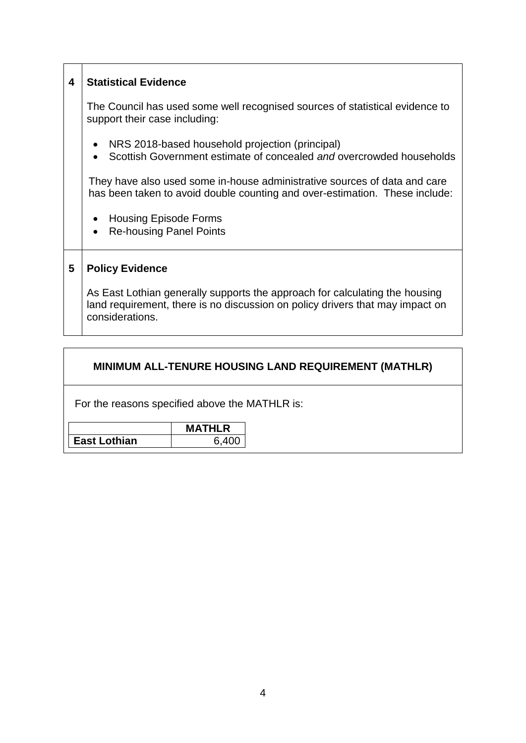## 4 Statistical Evidence

The Council has used some well recognised sources of statistical evidence to support their case including:

- NRS 2018-based household projection (principal)
- Scottish Government estimate of concealed *and* overcrowded households

They have also used some in-house administrative sources of data and care has been taken to avoid double counting and over-estimation. These include:

- Housing Episode Forms
- Re-housing Panel Points

## 5 Policy Evidence

As East Lothian generally supports the approach for calculating the housing land requirement, there is no discussion on policy drivers that may impact on considerations.

## MINIMUM ALL-TENURE HOUSING LAND REQUIREMENT (MATHLR)

For the reasons specified above the MATHLR is:

| | **MATHLR** |
|---|---|
| **East Lothian** | 6,400 |